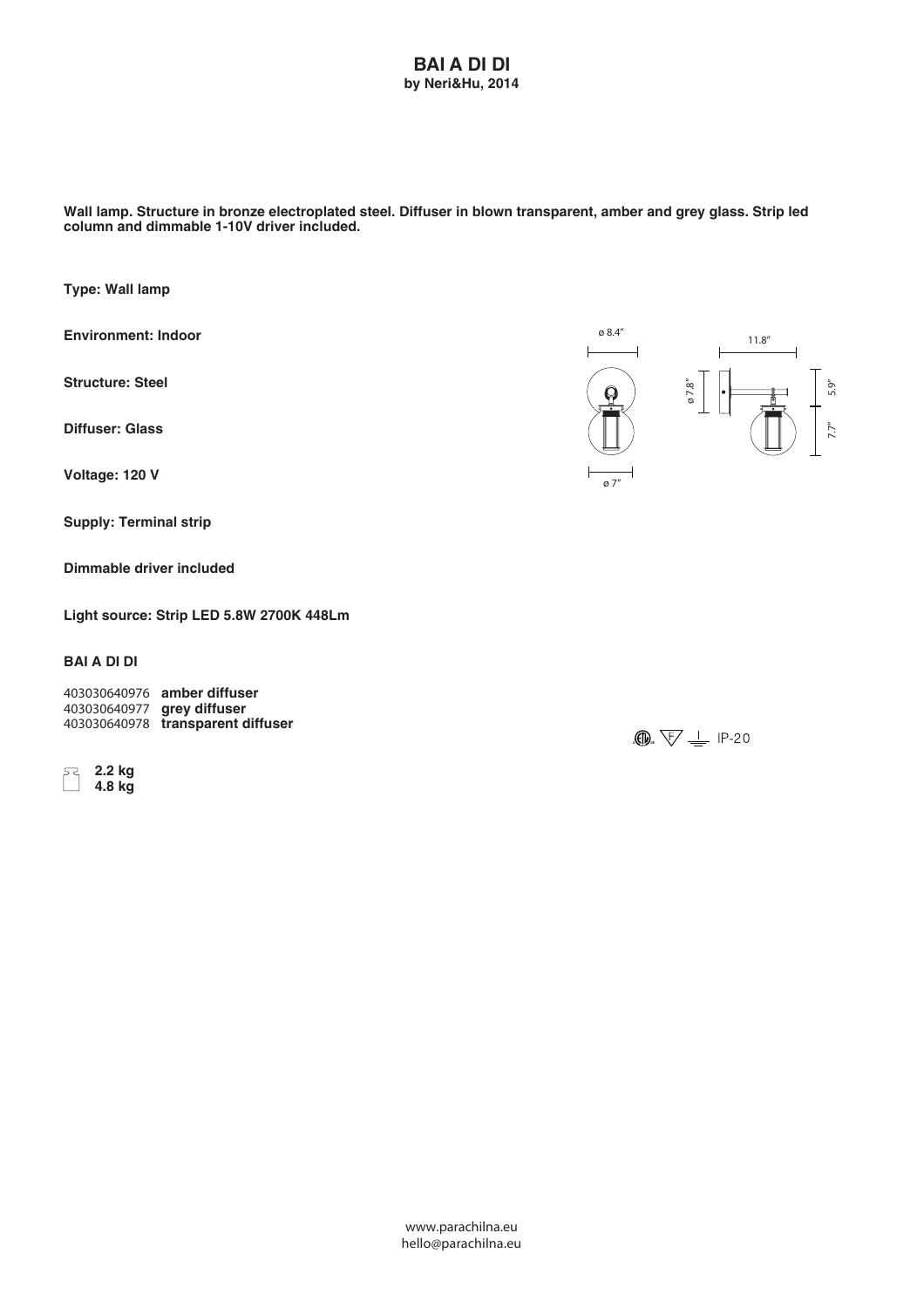# BAI A DI DI

**by Neri&Hu, 2014**

**Wall lamp. Structure in bronze electroplated steel. Diffuser in blown transparent, amber and grey glass. Strip led column and dimmable 1-10V driver included.**

**Type: Wall lamp**

**Environment: Indoor**

**Structure: Steel**

**Diffuser: Glass**

**Voltage: 120 V**

**Supply: Terminal strip**

**Dimmable driver included**

**Light source: Strip LED 5.8W 2700K 448Lm**

**BAI A DI DI**

403030640976 **amber diffuser**
403030640977 **grey diffuser**
403030640978 **transparent diffuser**

**2.2 kg**
**4.8 kg**

ø 8.4″ | ø 7″ | ø 7.8″ | 11.8″ | 5.9″ | 7.7″

IP-20

www.parachilna.eu
hello@parachilna.eu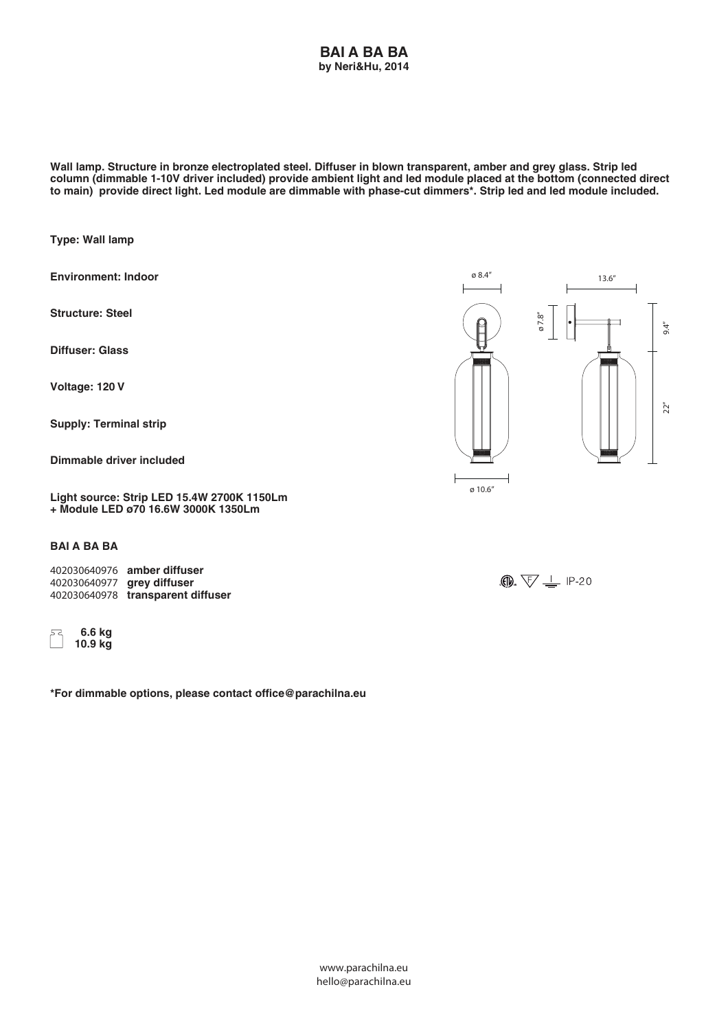# BAI A BA BA

**by Neri&Hu, 2014**

**Wall lamp. Structure in bronze electroplated steel. Diffuser in blown transparent, amber and grey glass. Strip led column (dimmable 1-10V driver included) provide ambient light and led module placed at the bottom (connected direct to main) provide direct light. Led module are dimmable with phase-cut dimmers*. Strip led and led module included.**

**Type: Wall lamp**

**Environment: Indoor**

**Structure: Steel**

**Diffuser: Glass**

**Voltage: 120 V**

**Supply: Terminal strip**

**Dimmable driver included**

**Light source: Strip LED 15.4W 2700K 1150Lm**
**+ Module LED ø70 16.6W 3000K 1350Lm**

ø 8.4"
13.6"
ø 7.8"
9.4"
22"
ø 10.6"

### BAI A BA BA

402030640976 **amber diffuser**
402030640977 **grey diffuser**
402030640978 **transparent diffuser**

IP-20

**6.6 kg**
**10.9 kg**

**\*For dimmable options, please contact office@parachilna.eu**

www.parachilna.eu
hello@parachilna.eu